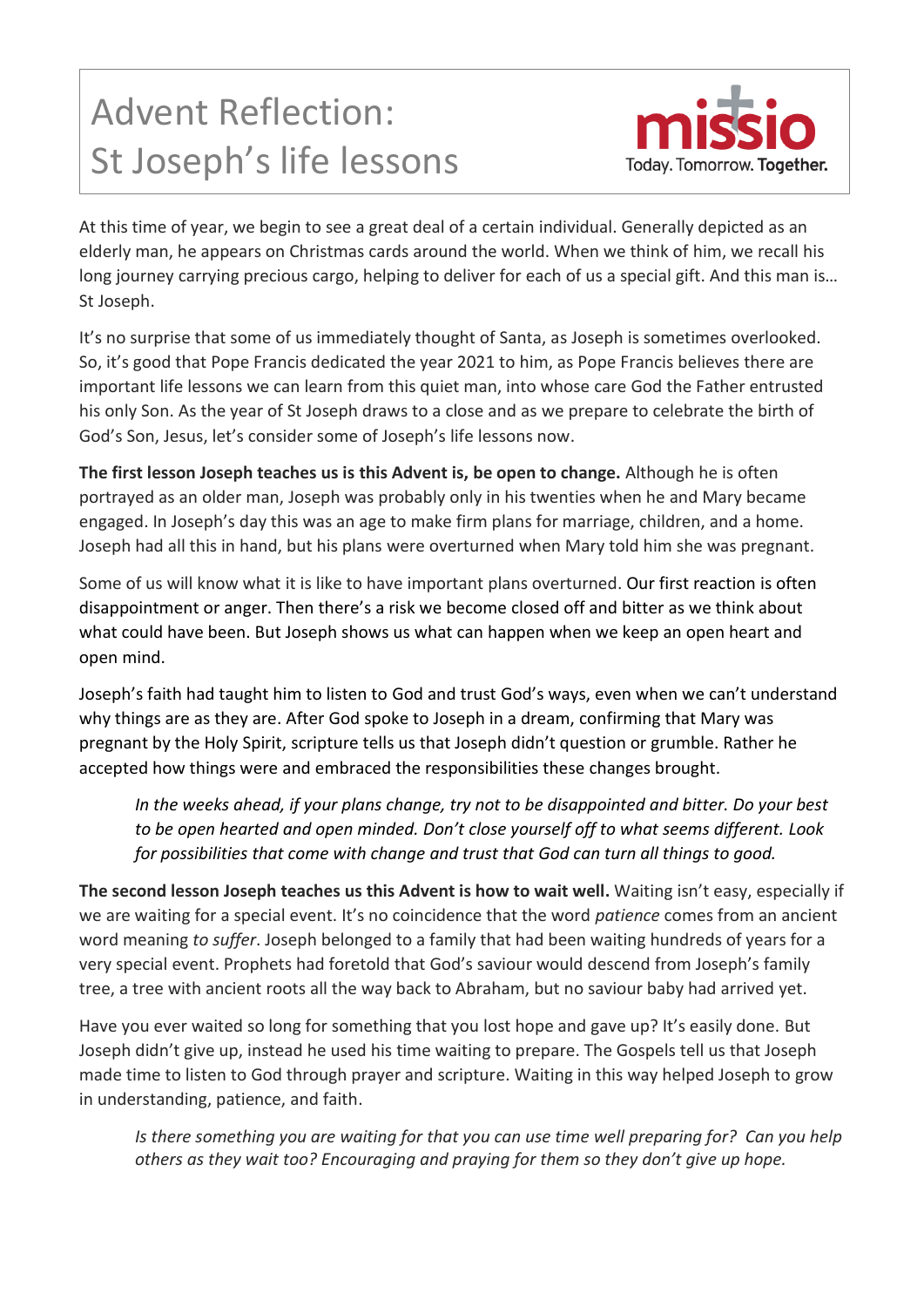# Advent Reflection: St Joseph's life lessons

missio
Today. Tomorrow. **Together.**

At this time of year, we begin to see a great deal of a certain individual. Generally depicted as an elderly man, he appears on Christmas cards around the world. When we think of him, we recall his long journey carrying precious cargo, helping to deliver for each of us a special gift. And this man is… St Joseph.

It's no surprise that some of us immediately thought of Santa, as Joseph is sometimes overlooked. So, it's good that Pope Francis dedicated the year 2021 to him, as Pope Francis believes there are important life lessons we can learn from this quiet man, into whose care God the Father entrusted his only Son. As the year of St Joseph draws to a close and as we prepare to celebrate the birth of God's Son, Jesus, let's consider some of Joseph's life lessons now.

**The first lesson Joseph teaches us is this Advent is, be open to change.** Although he is often portrayed as an older man, Joseph was probably only in his twenties when he and Mary became engaged. In Joseph's day this was an age to make firm plans for marriage, children, and a home. Joseph had all this in hand, but his plans were overturned when Mary told him she was pregnant.

Some of us will know what it is like to have important plans overturned. Our first reaction is often disappointment or anger. Then there's a risk we become closed off and bitter as we think about what could have been. But Joseph shows us what can happen when we keep an open heart and open mind.

Joseph's faith had taught him to listen to God and trust God's ways, even when we can't understand why things are as they are. After God spoke to Joseph in a dream, confirming that Mary was pregnant by the Holy Spirit, scripture tells us that Joseph didn't question or grumble. Rather he accepted how things were and embraced the responsibilities these changes brought.

> *In the weeks ahead, if your plans change, try not to be disappointed and bitter. Do your best to be open hearted and open minded. Don't close yourself off to what seems different. Look for possibilities that come with change and trust that God can turn all things to good.*

**The second lesson Joseph teaches us this Advent is how to wait well.** Waiting isn't easy, especially if we are waiting for a special event. It's no coincidence that the word *patience* comes from an ancient word meaning *to suffer*. Joseph belonged to a family that had been waiting hundreds of years for a very special event. Prophets had foretold that God's saviour would descend from Joseph's family tree, a tree with ancient roots all the way back to Abraham, but no saviour baby had arrived yet.

Have you ever waited so long for something that you lost hope and gave up? It's easily done. But Joseph didn't give up, instead he used his time waiting to prepare. The Gospels tell us that Joseph made time to listen to God through prayer and scripture. Waiting in this way helped Joseph to grow in understanding, patience, and faith.

> *Is there something you are waiting for that you can use time well preparing for? Can you help others as they wait too? Encouraging and praying for them so they don't give up hope.*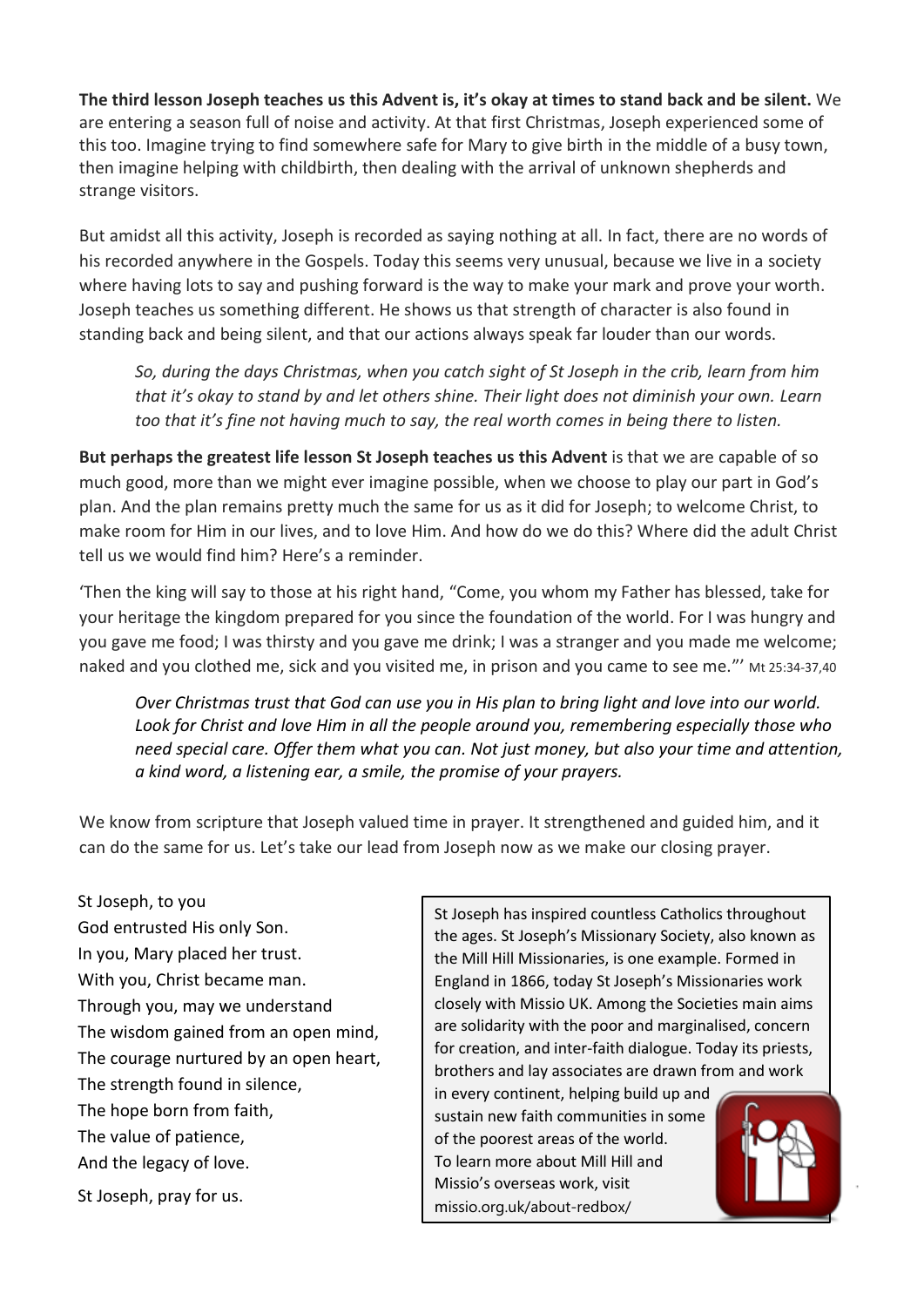**The third lesson Joseph teaches us this Advent is, it's okay at times to stand back and be silent.** We are entering a season full of noise and activity. At that first Christmas, Joseph experienced some of this too. Imagine trying to find somewhere safe for Mary to give birth in the middle of a busy town, then imagine helping with childbirth, then dealing with the arrival of unknown shepherds and strange visitors.

But amidst all this activity, Joseph is recorded as saying nothing at all. In fact, there are no words of his recorded anywhere in the Gospels. Today this seems very unusual, because we live in a society where having lots to say and pushing forward is the way to make your mark and prove your worth. Joseph teaches us something different. He shows us that strength of character is also found in standing back and being silent, and that our actions always speak far louder than our words.

> *So, during the days Christmas, when you catch sight of St Joseph in the crib, learn from him that it's okay to stand by and let others shine. Their light does not diminish your own. Learn too that it's fine not having much to say, the real worth comes in being there to listen.*

**But perhaps the greatest life lesson St Joseph teaches us this Advent** is that we are capable of so much good, more than we might ever imagine possible, when we choose to play our part in God's plan. And the plan remains pretty much the same for us as it did for Joseph; to welcome Christ, to make room for Him in our lives, and to love Him. And how do we do this? Where did the adult Christ tell us we would find him? Here's a reminder.

'Then the king will say to those at his right hand, "Come, you whom my Father has blessed, take for your heritage the kingdom prepared for you since the foundation of the world. For I was hungry and you gave me food; I was thirsty and you gave me drink; I was a stranger and you made me welcome; naked and you clothed me, sick and you visited me, in prison and you came to see me."' Mt 25:34-37,40

> *Over Christmas trust that God can use you in His plan to bring light and love into our world. Look for Christ and love Him in all the people around you, remembering especially those who need special care. Offer them what you can. Not just money, but also your time and attention, a kind word, a listening ear, a smile, the promise of your prayers.*

We know from scripture that Joseph valued time in prayer. It strengthened and guided him, and it can do the same for us. Let's take our lead from Joseph now as we make our closing prayer.

St Joseph, to you  
God entrusted His only Son.  
In you, Mary placed her trust.  
With you, Christ became man.  
Through you, may we understand  
The wisdom gained from an open mind,  
The courage nurtured by an open heart,  
The strength found in silence,  
The hope born from faith,  
The value of patience,  
And the legacy of love.

St Joseph, pray for us.

St Joseph has inspired countless Catholics throughout the ages. St Joseph's Missionary Society, also known as the Mill Hill Missionaries, is one example. Formed in England in 1866, today St Joseph's Missionaries work closely with Missio UK. Among the Societies main aims are solidarity with the poor and marginalised, concern for creation, and inter-faith dialogue. Today its priests, brothers and lay associates are drawn from and work in every continent, helping build up and sustain new faith communities in some of the poorest areas of the world. To learn more about Mill Hill and Missio's overseas work, visit missio.org.uk/about-redbox/